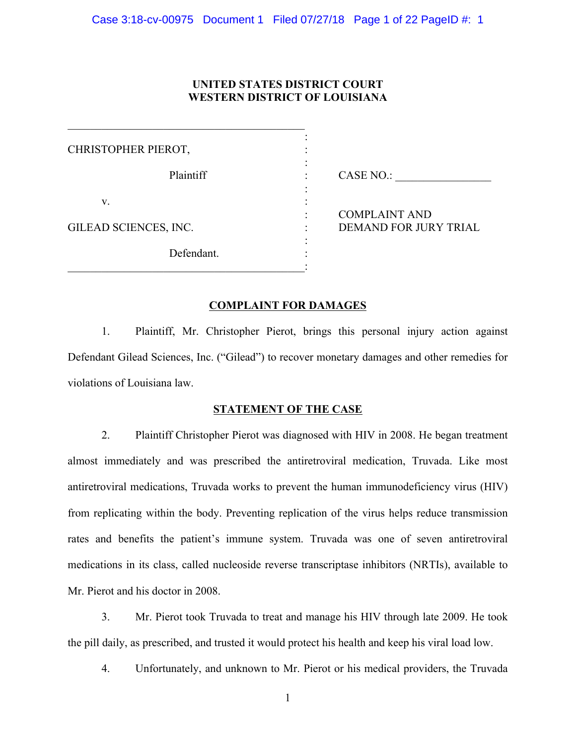**UNITED STATES DISTRICT COURT**
**WESTERN DISTRICT OF LOUISIANA**

| | |
|---|---|
| CHRISTOPHER PIEROT,<br><br>Plaintiff<br><br>v.<br><br>GILEAD SCIENCES, INC.<br><br>Defendant. | CASE NO.: \_\_\_\_\_\_\_\_\_\_\_\_\_\_\_\_<br><br>COMPLAINT AND<br>DEMAND FOR JURY TRIAL |

## COMPLAINT FOR DAMAGES

1. Plaintiff, Mr. Christopher Pierot, brings this personal injury action against Defendant Gilead Sciences, Inc. ("Gilead") to recover monetary damages and other remedies for violations of Louisiana law.

## STATEMENT OF THE CASE

2. Plaintiff Christopher Pierot was diagnosed with HIV in 2008. He began treatment almost immediately and was prescribed the antiretroviral medication, Truvada. Like most antiretroviral medications, Truvada works to prevent the human immunodeficiency virus (HIV) from replicating within the body. Preventing replication of the virus helps reduce transmission rates and benefits the patient's immune system. Truvada was one of seven antiretroviral medications in its class, called nucleoside reverse transcriptase inhibitors (NRTIs), available to Mr. Pierot and his doctor in 2008.

3. Mr. Pierot took Truvada to treat and manage his HIV through late 2009. He took the pill daily, as prescribed, and trusted it would protect his health and keep his viral load low.

4. Unfortunately, and unknown to Mr. Pierot or his medical providers, the Truvada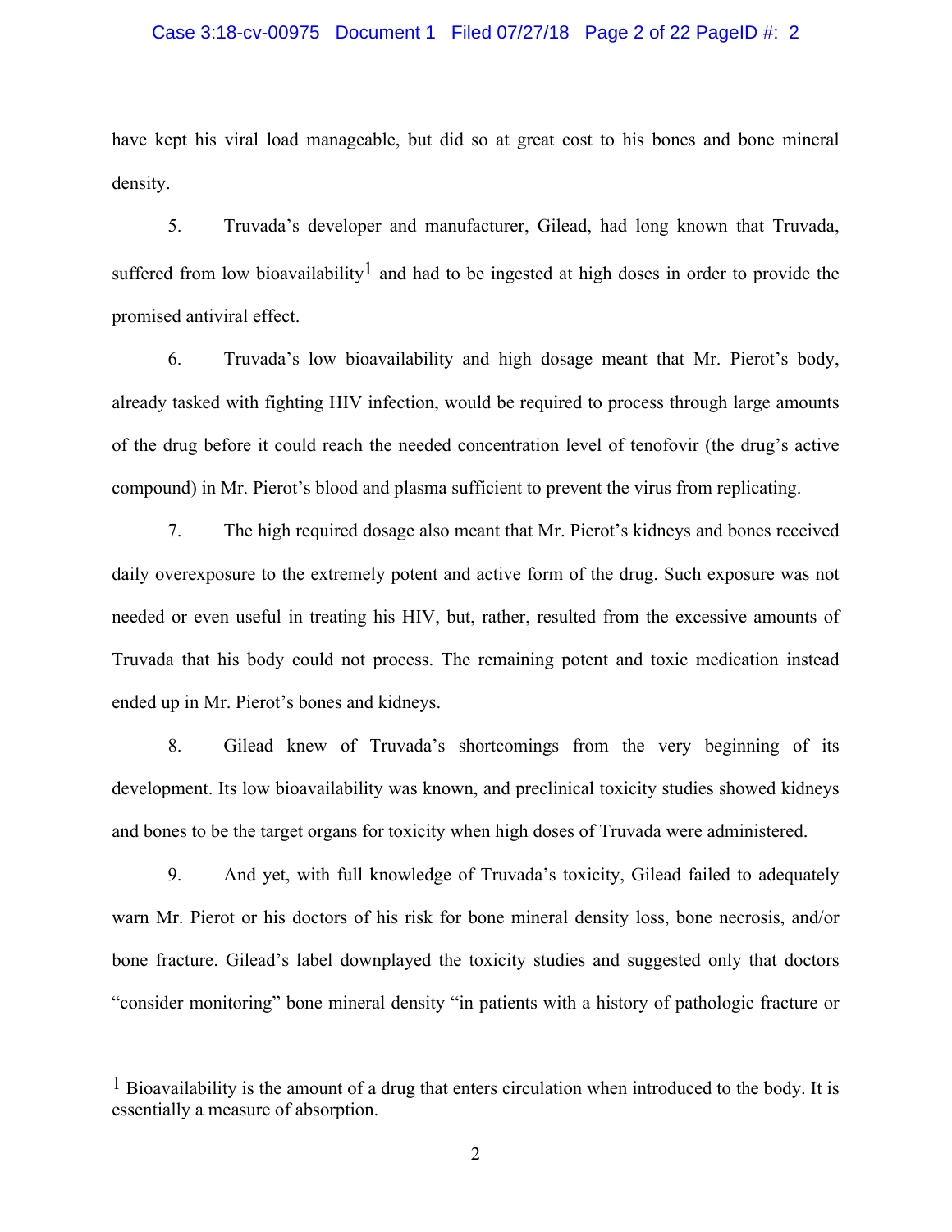have kept his viral load manageable, but did so at great cost to his bones and bone mineral density.

5. Truvada's developer and manufacturer, Gilead, had long known that Truvada, suffered from low bioavailability[1] and had to be ingested at high doses in order to provide the promised antiviral effect.

6. Truvada's low bioavailability and high dosage meant that Mr. Pierot's body, already tasked with fighting HIV infection, would be required to process through large amounts of the drug before it could reach the needed concentration level of tenofovir (the drug's active compound) in Mr. Pierot's blood and plasma sufficient to prevent the virus from replicating.

7. The high required dosage also meant that Mr. Pierot's kidneys and bones received daily overexposure to the extremely potent and active form of the drug. Such exposure was not needed or even useful in treating his HIV, but, rather, resulted from the excessive amounts of Truvada that his body could not process. The remaining potent and toxic medication instead ended up in Mr. Pierot's bones and kidneys.

8. Gilead knew of Truvada's shortcomings from the very beginning of its development. Its low bioavailability was known, and preclinical toxicity studies showed kidneys and bones to be the target organs for toxicity when high doses of Truvada were administered.

9. And yet, with full knowledge of Truvada's toxicity, Gilead failed to adequately warn Mr. Pierot or his doctors of his risk for bone mineral density loss, bone necrosis, and/or bone fracture. Gilead's label downplayed the toxicity studies and suggested only that doctors "consider monitoring" bone mineral density "in patients with a history of pathologic fracture or

---

[1] Bioavailability is the amount of a drug that enters circulation when introduced to the body. It is essentially a measure of absorption.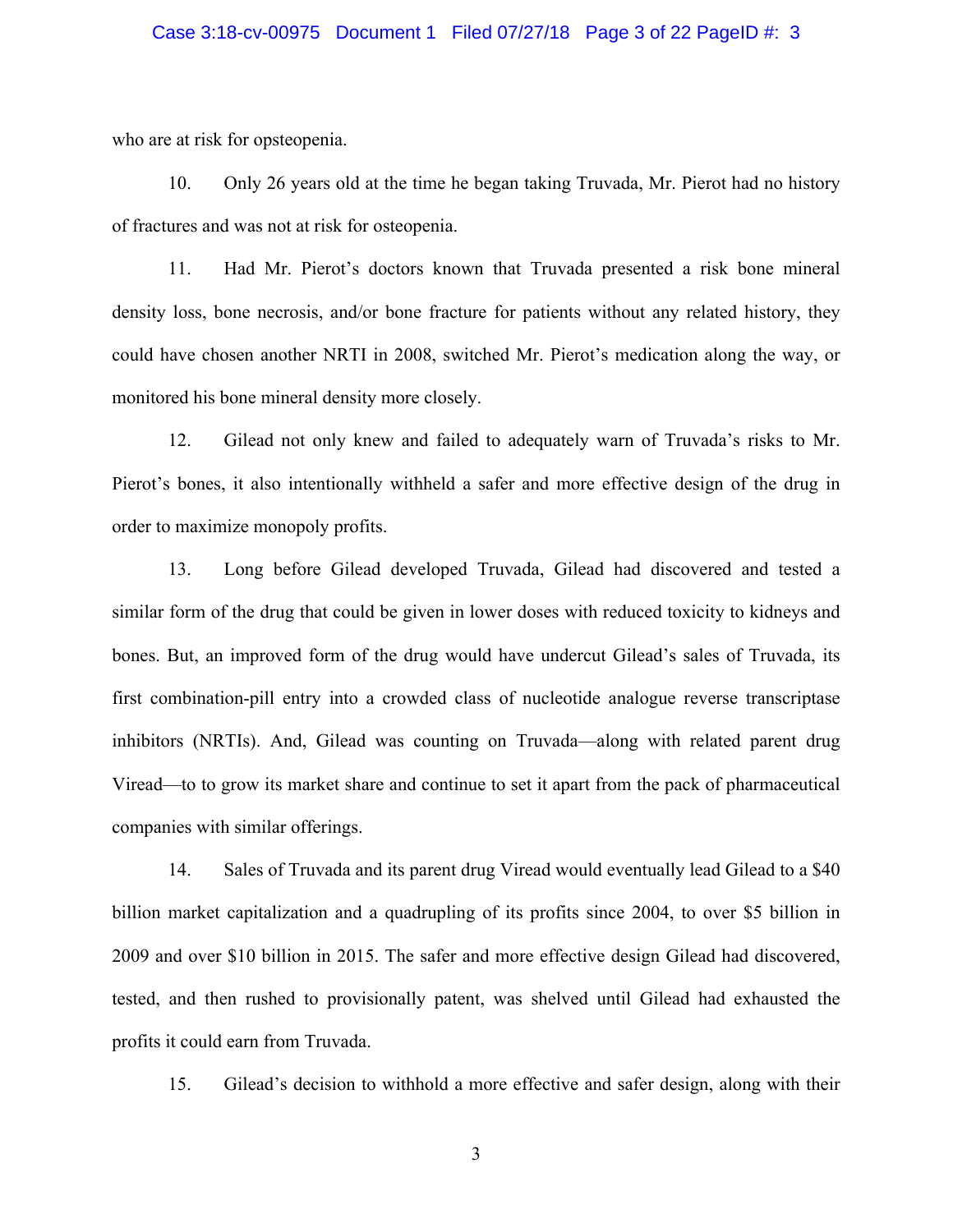who are at risk for opsteopenia.

10. Only 26 years old at the time he began taking Truvada, Mr. Pierot had no history of fractures and was not at risk for osteopenia.

11. Had Mr. Pierot's doctors known that Truvada presented a risk bone mineral density loss, bone necrosis, and/or bone fracture for patients without any related history, they could have chosen another NRTI in 2008, switched Mr. Pierot's medication along the way, or monitored his bone mineral density more closely.

12. Gilead not only knew and failed to adequately warn of Truvada's risks to Mr. Pierot's bones, it also intentionally withheld a safer and more effective design of the drug in order to maximize monopoly profits.

13. Long before Gilead developed Truvada, Gilead had discovered and tested a similar form of the drug that could be given in lower doses with reduced toxicity to kidneys and bones. But, an improved form of the drug would have undercut Gilead's sales of Truvada, its first combination-pill entry into a crowded class of nucleotide analogue reverse transcriptase inhibitors (NRTIs). And, Gilead was counting on Truvada—along with related parent drug Viread—to to grow its market share and continue to set it apart from the pack of pharmaceutical companies with similar offerings.

14. Sales of Truvada and its parent drug Viread would eventually lead Gilead to a $40 billion market capitalization and a quadrupling of its profits since 2004, to over $5 billion in 2009 and over $10 billion in 2015. The safer and more effective design Gilead had discovered, tested, and then rushed to provisionally patent, was shelved until Gilead had exhausted the profits it could earn from Truvada.

15. Gilead's decision to withhold a more effective and safer design, along with their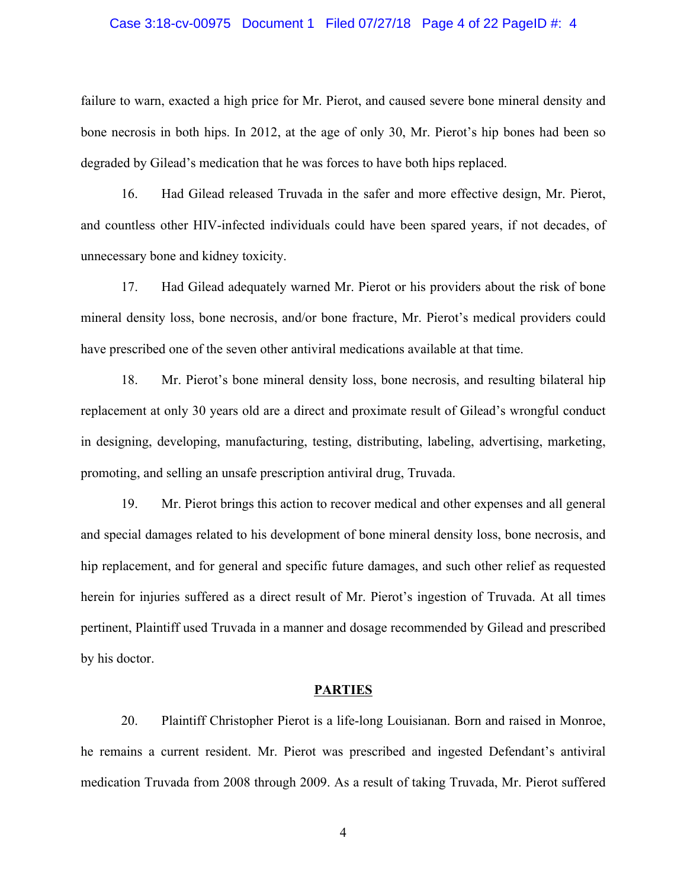failure to warn, exacted a high price for Mr. Pierot, and caused severe bone mineral density and bone necrosis in both hips. In 2012, at the age of only 30, Mr. Pierot's hip bones had been so degraded by Gilead's medication that he was forces to have both hips replaced.

16. Had Gilead released Truvada in the safer and more effective design, Mr. Pierot, and countless other HIV-infected individuals could have been spared years, if not decades, of unnecessary bone and kidney toxicity.

17. Had Gilead adequately warned Mr. Pierot or his providers about the risk of bone mineral density loss, bone necrosis, and/or bone fracture, Mr. Pierot's medical providers could have prescribed one of the seven other antiviral medications available at that time.

18. Mr. Pierot's bone mineral density loss, bone necrosis, and resulting bilateral hip replacement at only 30 years old are a direct and proximate result of Gilead's wrongful conduct in designing, developing, manufacturing, testing, distributing, labeling, advertising, marketing, promoting, and selling an unsafe prescription antiviral drug, Truvada.

19. Mr. Pierot brings this action to recover medical and other expenses and all general and special damages related to his development of bone mineral density loss, bone necrosis, and hip replacement, and for general and specific future damages, and such other relief as requested herein for injuries suffered as a direct result of Mr. Pierot's ingestion of Truvada. At all times pertinent, Plaintiff used Truvada in a manner and dosage recommended by Gilead and prescribed by his doctor.

## PARTIES

20. Plaintiff Christopher Pierot is a life-long Louisianan. Born and raised in Monroe, he remains a current resident. Mr. Pierot was prescribed and ingested Defendant's antiviral medication Truvada from 2008 through 2009. As a result of taking Truvada, Mr. Pierot suffered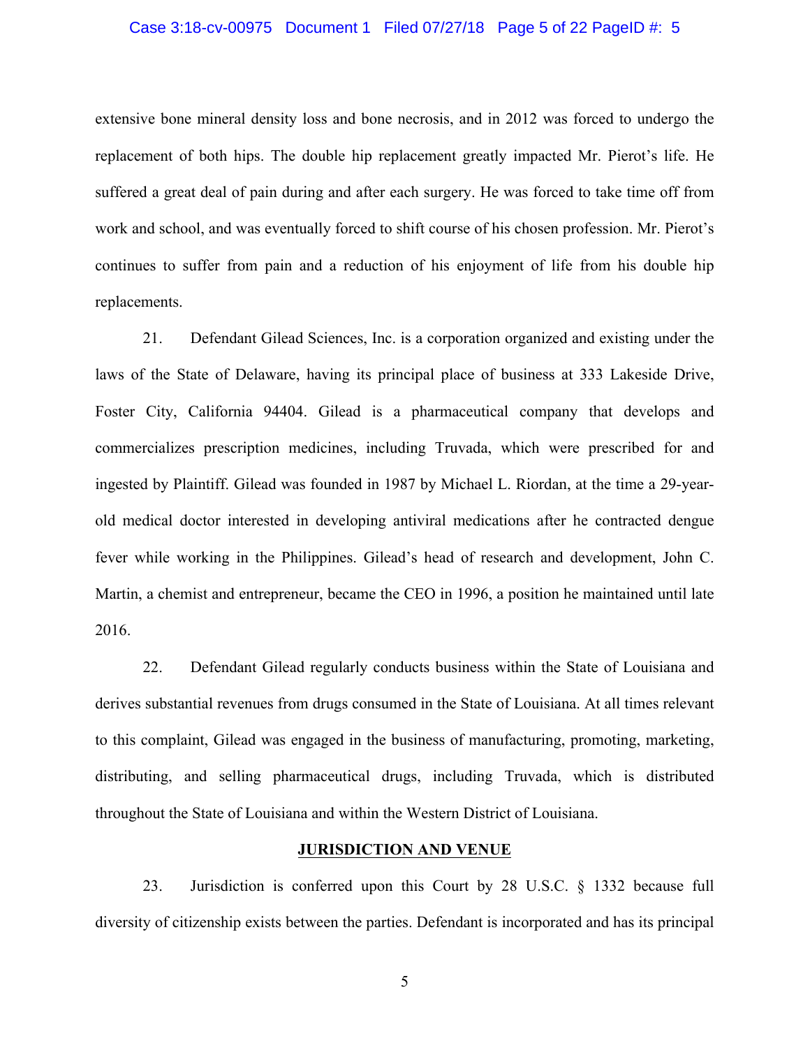extensive bone mineral density loss and bone necrosis, and in 2012 was forced to undergo the replacement of both hips. The double hip replacement greatly impacted Mr. Pierot's life. He suffered a great deal of pain during and after each surgery. He was forced to take time off from work and school, and was eventually forced to shift course of his chosen profession. Mr. Pierot's continues to suffer from pain and a reduction of his enjoyment of life from his double hip replacements.

21. Defendant Gilead Sciences, Inc. is a corporation organized and existing under the laws of the State of Delaware, having its principal place of business at 333 Lakeside Drive, Foster City, California 94404. Gilead is a pharmaceutical company that develops and commercializes prescription medicines, including Truvada, which were prescribed for and ingested by Plaintiff. Gilead was founded in 1987 by Michael L. Riordan, at the time a 29-year-old medical doctor interested in developing antiviral medications after he contracted dengue fever while working in the Philippines. Gilead's head of research and development, John C. Martin, a chemist and entrepreneur, became the CEO in 1996, a position he maintained until late 2016.

22. Defendant Gilead regularly conducts business within the State of Louisiana and derives substantial revenues from drugs consumed in the State of Louisiana. At all times relevant to this complaint, Gilead was engaged in the business of manufacturing, promoting, marketing, distributing, and selling pharmaceutical drugs, including Truvada, which is distributed throughout the State of Louisiana and within the Western District of Louisiana.

## JURISDICTION AND VENUE

23. Jurisdiction is conferred upon this Court by 28 U.S.C. § 1332 because full diversity of citizenship exists between the parties. Defendant is incorporated and has its principal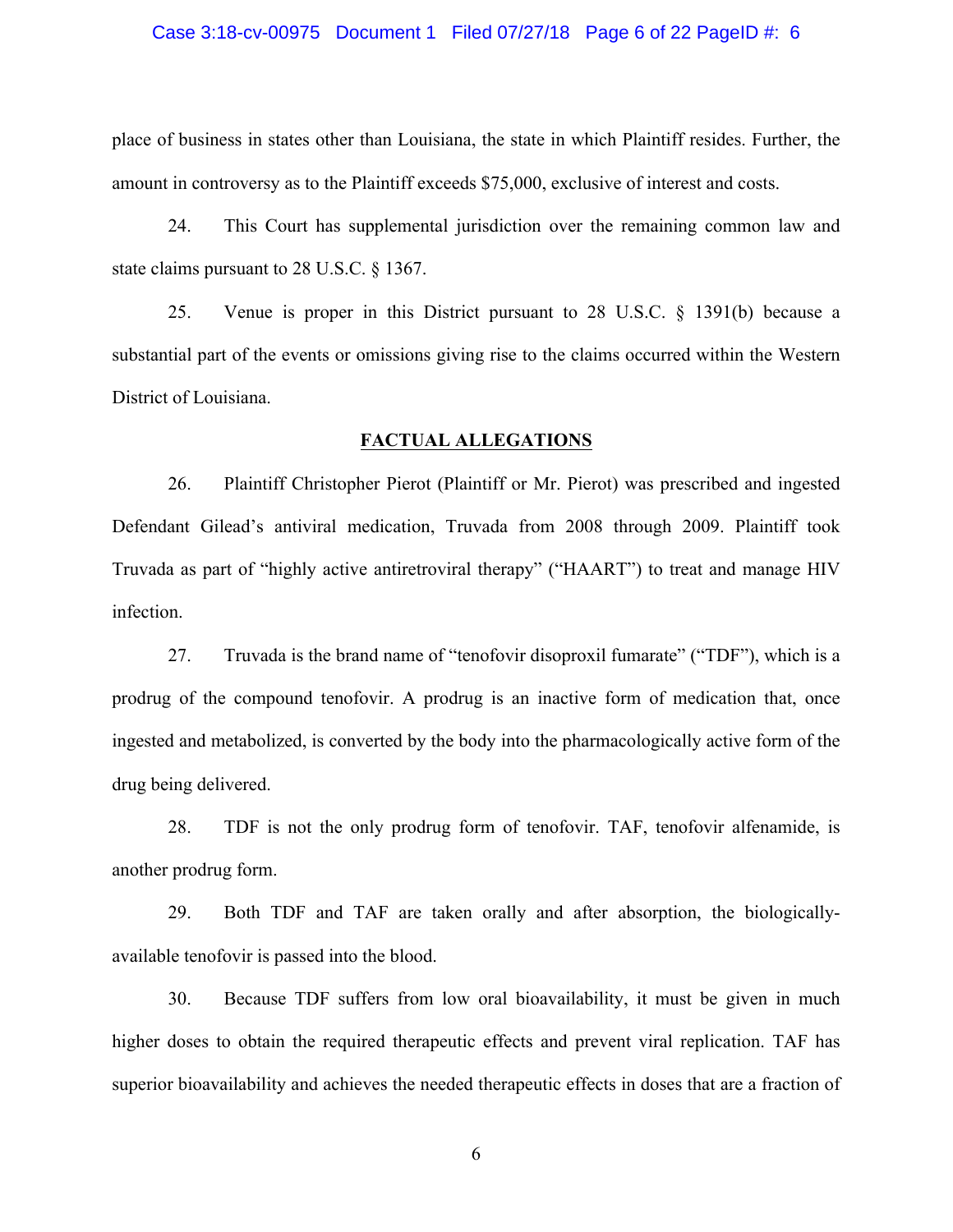place of business in states other than Louisiana, the state in which Plaintiff resides. Further, the amount in controversy as to the Plaintiff exceeds $75,000, exclusive of interest and costs.

24. This Court has supplemental jurisdiction over the remaining common law and state claims pursuant to 28 U.S.C. § 1367.

25. Venue is proper in this District pursuant to 28 U.S.C. § 1391(b) because a substantial part of the events or omissions giving rise to the claims occurred within the Western District of Louisiana.

## FACTUAL ALLEGATIONS

26. Plaintiff Christopher Pierot (Plaintiff or Mr. Pierot) was prescribed and ingested Defendant Gilead's antiviral medication, Truvada from 2008 through 2009. Plaintiff took Truvada as part of "highly active antiretroviral therapy" ("HAART") to treat and manage HIV infection.

27. Truvada is the brand name of "tenofovir disoproxil fumarate" ("TDF"), which is a prodrug of the compound tenofovir. A prodrug is an inactive form of medication that, once ingested and metabolized, is converted by the body into the pharmacologically active form of the drug being delivered.

28. TDF is not the only prodrug form of tenofovir. TAF, tenofovir alfenamide, is another prodrug form.

29. Both TDF and TAF are taken orally and after absorption, the biologically-available tenofovir is passed into the blood.

30. Because TDF suffers from low oral bioavailability, it must be given in much higher doses to obtain the required therapeutic effects and prevent viral replication. TAF has superior bioavailability and achieves the needed therapeutic effects in doses that are a fraction of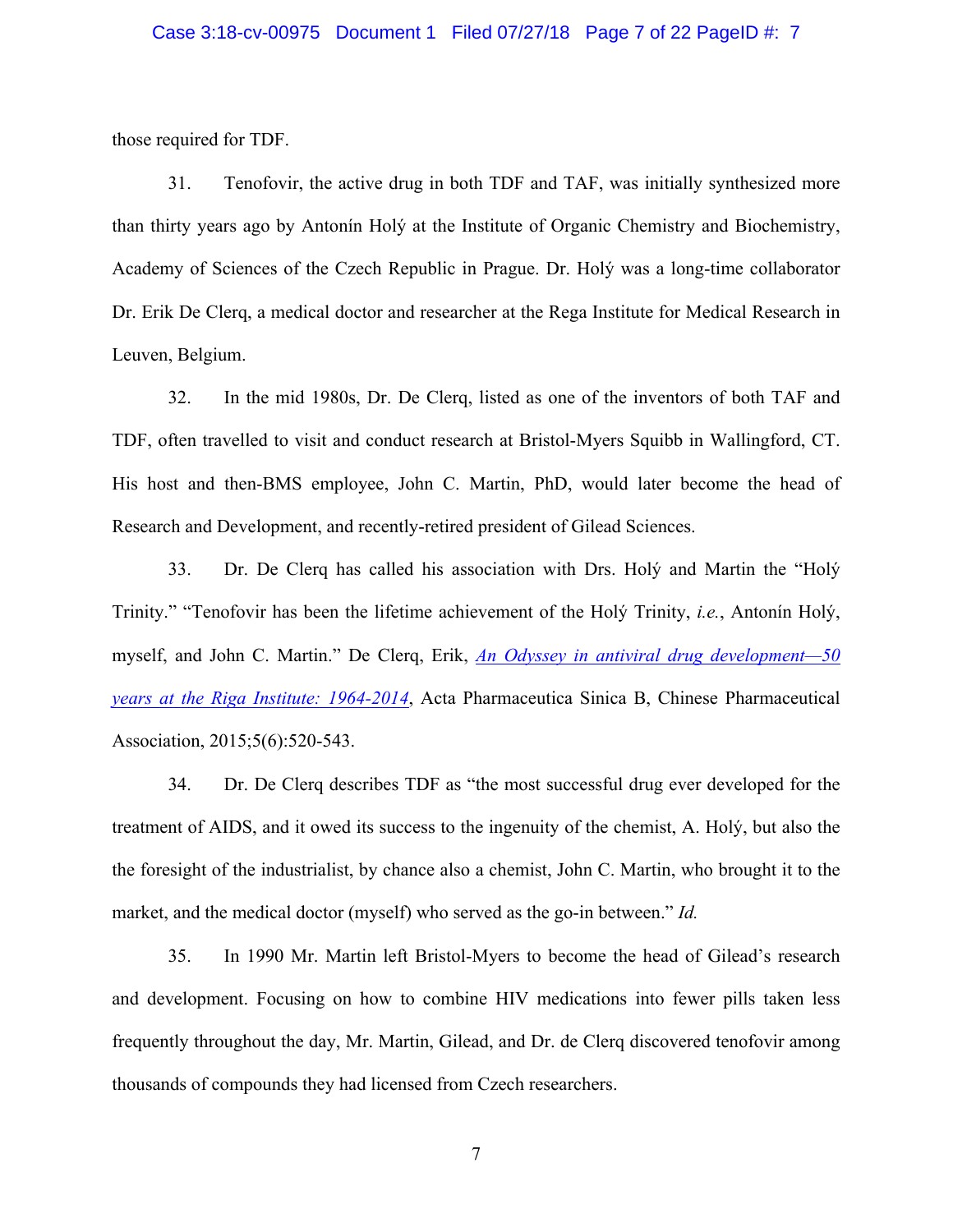those required for TDF.

31. Tenofovir, the active drug in both TDF and TAF, was initially synthesized more than thirty years ago by Antonín Holý at the Institute of Organic Chemistry and Biochemistry, Academy of Sciences of the Czech Republic in Prague. Dr. Holý was a long-time collaborator Dr. Erik De Clerq, a medical doctor and researcher at the Rega Institute for Medical Research in Leuven, Belgium.

32. In the mid 1980s, Dr. De Clerq, listed as one of the inventors of both TAF and TDF, often travelled to visit and conduct research at Bristol-Myers Squibb in Wallingford, CT. His host and then-BMS employee, John C. Martin, PhD, would later become the head of Research and Development, and recently-retired president of Gilead Sciences.

33. Dr. De Clerq has called his association with Drs. Holý and Martin the "Holý Trinity." "Tenofovir has been the lifetime achievement of the Holý Trinity, *i.e.*, Antonín Holý, myself, and John C. Martin." De Clerq, Erik, *An Odyssey in antiviral drug development—50 years at the Riga Institute: 1964-2014*, Acta Pharmaceutica Sinica B, Chinese Pharmaceutical Association, 2015;5(6):520-543.

34. Dr. De Clerq describes TDF as "the most successful drug ever developed for the treatment of AIDS, and it owed its success to the ingenuity of the chemist, A. Holý, but also the the foresight of the industrialist, by chance also a chemist, John C. Martin, who brought it to the market, and the medical doctor (myself) who served as the go-in between." *Id.*

35. In 1990 Mr. Martin left Bristol-Myers to become the head of Gilead's research and development. Focusing on how to combine HIV medications into fewer pills taken less frequently throughout the day, Mr. Martin, Gilead, and Dr. de Clerq discovered tenofovir among thousands of compounds they had licensed from Czech researchers.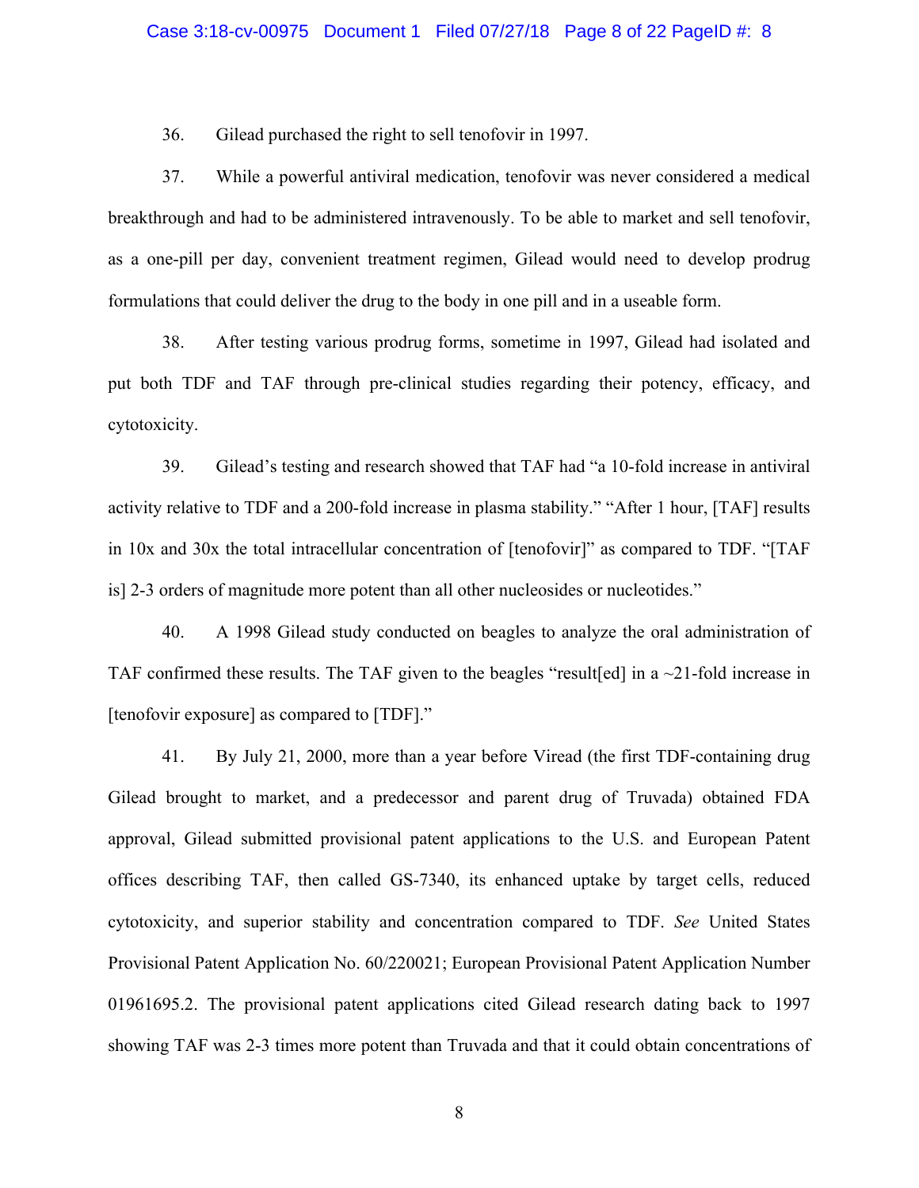36. Gilead purchased the right to sell tenofovir in 1997.

37. While a powerful antiviral medication, tenofovir was never considered a medical breakthrough and had to be administered intravenously. To be able to market and sell tenofovir, as a one-pill per day, convenient treatment regimen, Gilead would need to develop prodrug formulations that could deliver the drug to the body in one pill and in a useable form.

38. After testing various prodrug forms, sometime in 1997, Gilead had isolated and put both TDF and TAF through pre-clinical studies regarding their potency, efficacy, and cytotoxicity.

39. Gilead's testing and research showed that TAF had "a 10-fold increase in antiviral activity relative to TDF and a 200-fold increase in plasma stability." "After 1 hour, [TAF] results in 10x and 30x the total intracellular concentration of [tenofovir]" as compared to TDF. "[TAF is] 2-3 orders of magnitude more potent than all other nucleosides or nucleotides."

40. A 1998 Gilead study conducted on beagles to analyze the oral administration of TAF confirmed these results. The TAF given to the beagles "result[ed] in a ~21-fold increase in [tenofovir exposure] as compared to [TDF]."

41. By July 21, 2000, more than a year before Viread (the first TDF-containing drug Gilead brought to market, and a predecessor and parent drug of Truvada) obtained FDA approval, Gilead submitted provisional patent applications to the U.S. and European Patent offices describing TAF, then called GS-7340, its enhanced uptake by target cells, reduced cytotoxicity, and superior stability and concentration compared to TDF. *See* United States Provisional Patent Application No. 60/220021; European Provisional Patent Application Number 01961695.2. The provisional patent applications cited Gilead research dating back to 1997 showing TAF was 2-3 times more potent than Truvada and that it could obtain concentrations of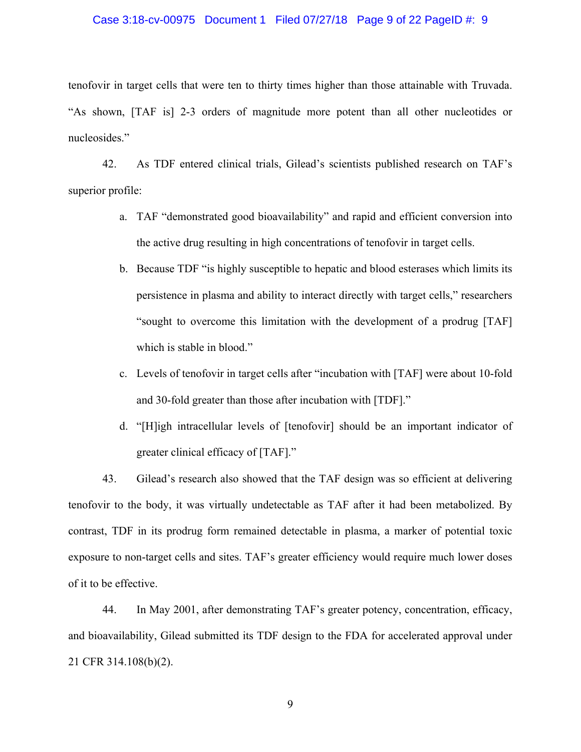tenofovir in target cells that were ten to thirty times higher than those attainable with Truvada. "As shown, [TAF is] 2-3 orders of magnitude more potent than all other nucleotides or nucleosides."

42. As TDF entered clinical trials, Gilead's scientists published research on TAF's superior profile:

a. TAF "demonstrated good bioavailability" and rapid and efficient conversion into the active drug resulting in high concentrations of tenofovir in target cells.

b. Because TDF "is highly susceptible to hepatic and blood esterases which limits its persistence in plasma and ability to interact directly with target cells," researchers "sought to overcome this limitation with the development of a prodrug [TAF] which is stable in blood."

c. Levels of tenofovir in target cells after "incubation with [TAF] were about 10-fold and 30-fold greater than those after incubation with [TDF]."

d. "[H]igh intracellular levels of [tenofovir] should be an important indicator of greater clinical efficacy of [TAF]."

43. Gilead's research also showed that the TAF design was so efficient at delivering tenofovir to the body, it was virtually undetectable as TAF after it had been metabolized. By contrast, TDF in its prodrug form remained detectable in plasma, a marker of potential toxic exposure to non-target cells and sites. TAF's greater efficiency would require much lower doses of it to be effective.

44. In May 2001, after demonstrating TAF's greater potency, concentration, efficacy, and bioavailability, Gilead submitted its TDF design to the FDA for accelerated approval under 21 CFR 314.108(b)(2).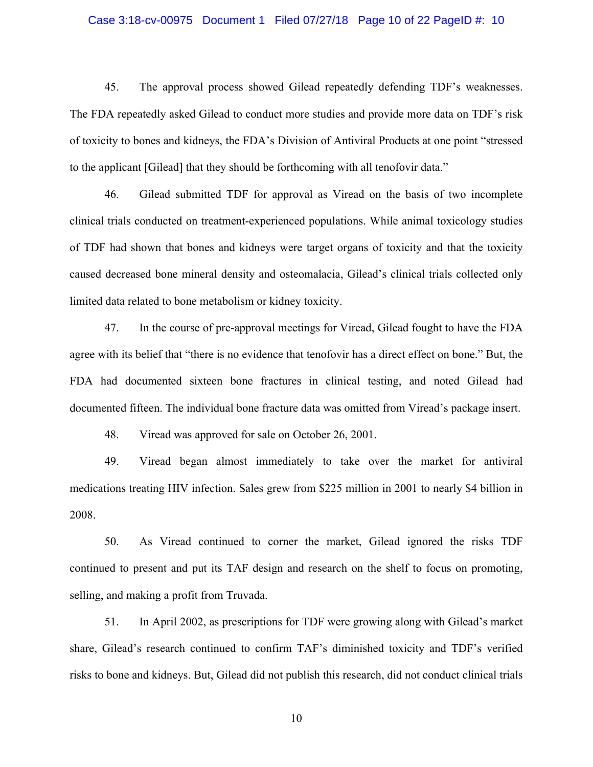45. The approval process showed Gilead repeatedly defending TDF's weaknesses. The FDA repeatedly asked Gilead to conduct more studies and provide more data on TDF's risk of toxicity to bones and kidneys, the FDA's Division of Antiviral Products at one point "stressed to the applicant [Gilead] that they should be forthcoming with all tenofovir data."

46. Gilead submitted TDF for approval as Viread on the basis of two incomplete clinical trials conducted on treatment-experienced populations. While animal toxicology studies of TDF had shown that bones and kidneys were target organs of toxicity and that the toxicity caused decreased bone mineral density and osteomalacia, Gilead's clinical trials collected only limited data related to bone metabolism or kidney toxicity.

47. In the course of pre-approval meetings for Viread, Gilead fought to have the FDA agree with its belief that "there is no evidence that tenofovir has a direct effect on bone." But, the FDA had documented sixteen bone fractures in clinical testing, and noted Gilead had documented fifteen. The individual bone fracture data was omitted from Viread's package insert.

48. Viread was approved for sale on October 26, 2001.

49. Viread began almost immediately to take over the market for antiviral medications treating HIV infection. Sales grew from $225 million in 2001 to nearly $4 billion in 2008.

50. As Viread continued to corner the market, Gilead ignored the risks TDF continued to present and put its TAF design and research on the shelf to focus on promoting, selling, and making a profit from Truvada.

51. In April 2002, as prescriptions for TDF were growing along with Gilead's market share, Gilead's research continued to confirm TAF's diminished toxicity and TDF's verified risks to bone and kidneys. But, Gilead did not publish this research, did not conduct clinical trials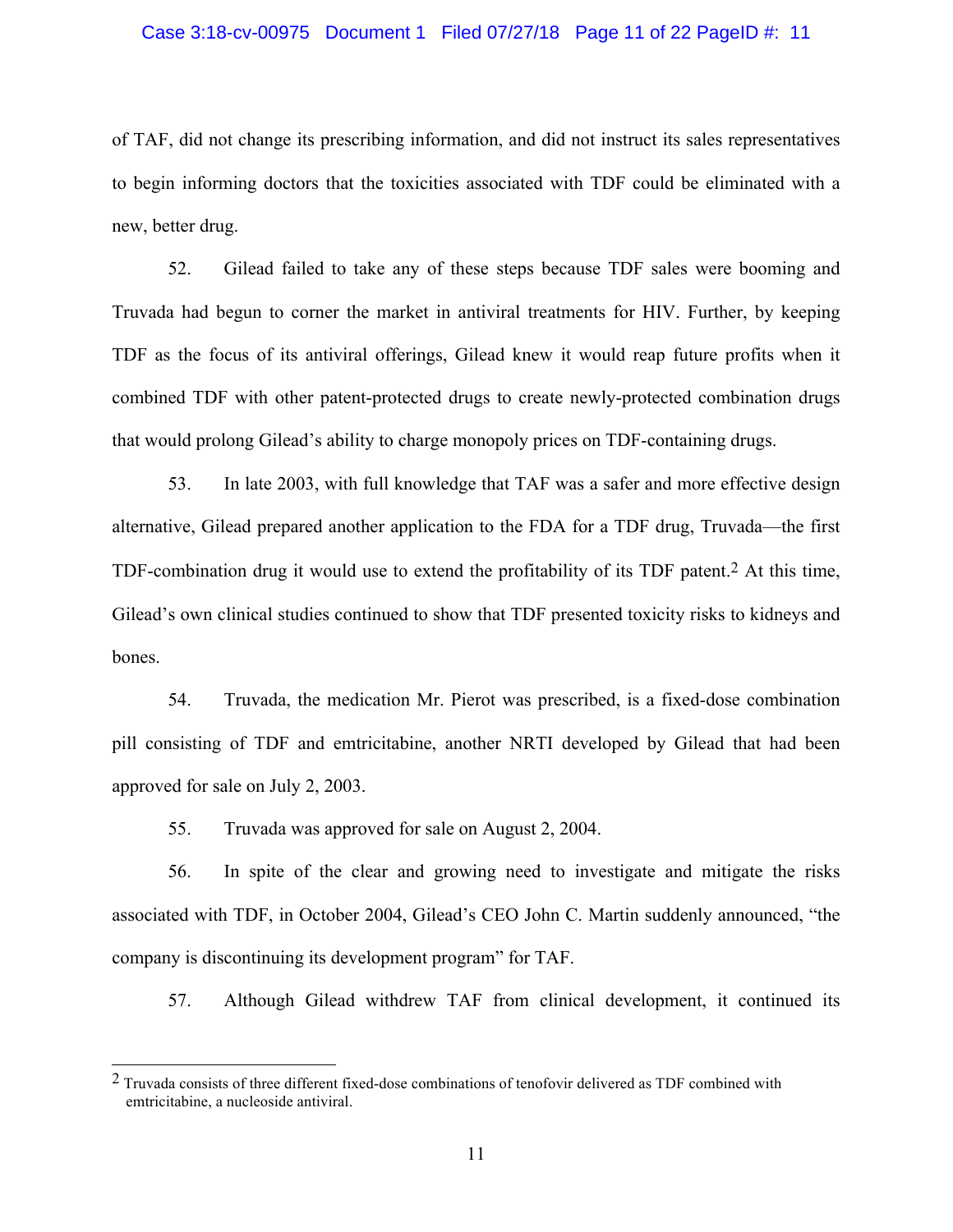of TAF, did not change its prescribing information, and did not instruct its sales representatives to begin informing doctors that the toxicities associated with TDF could be eliminated with a new, better drug.

52. Gilead failed to take any of these steps because TDF sales were booming and Truvada had begun to corner the market in antiviral treatments for HIV. Further, by keeping TDF as the focus of its antiviral offerings, Gilead knew it would reap future profits when it combined TDF with other patent-protected drugs to create newly-protected combination drugs that would prolong Gilead's ability to charge monopoly prices on TDF-containing drugs.

53. In late 2003, with full knowledge that TAF was a safer and more effective design alternative, Gilead prepared another application to the FDA for a TDF drug, Truvada—the first TDF-combination drug it would use to extend the profitability of its TDF patent.[2] At this time, Gilead's own clinical studies continued to show that TDF presented toxicity risks to kidneys and bones.

54. Truvada, the medication Mr. Pierot was prescribed, is a fixed-dose combination pill consisting of TDF and emtricitabine, another NRTI developed by Gilead that had been approved for sale on July 2, 2003.

55. Truvada was approved for sale on August 2, 2004.

56. In spite of the clear and growing need to investigate and mitigate the risks associated with TDF, in October 2004, Gilead's CEO John C. Martin suddenly announced, "the company is discontinuing its development program" for TAF.

57. Although Gilead withdrew TAF from clinical development, it continued its

---

[2] Truvada consists of three different fixed-dose combinations of tenofovir delivered as TDF combined with emtricitabine, a nucleoside antiviral.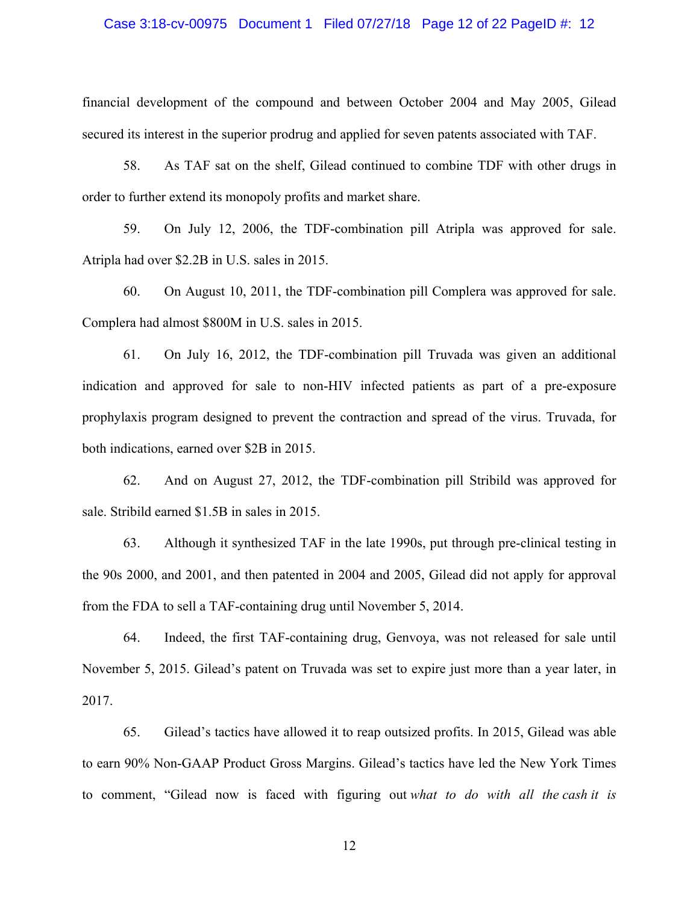financial development of the compound and between October 2004 and May 2005, Gilead secured its interest in the superior prodrug and applied for seven patents associated with TAF.

58. As TAF sat on the shelf, Gilead continued to combine TDF with other drugs in order to further extend its monopoly profits and market share.

59. On July 12, 2006, the TDF-combination pill Atripla was approved for sale. Atripla had over $2.2B in U.S. sales in 2015.

60. On August 10, 2011, the TDF-combination pill Complera was approved for sale. Complera had almost $800M in U.S. sales in 2015.

61. On July 16, 2012, the TDF-combination pill Truvada was given an additional indication and approved for sale to non-HIV infected patients as part of a pre-exposure prophylaxis program designed to prevent the contraction and spread of the virus. Truvada, for both indications, earned over $2B in 2015.

62. And on August 27, 2012, the TDF-combination pill Stribild was approved for sale. Stribild earned $1.5B in sales in 2015.

63. Although it synthesized TAF in the late 1990s, put through pre-clinical testing in the 90s 2000, and 2001, and then patented in 2004 and 2005, Gilead did not apply for approval from the FDA to sell a TAF-containing drug until November 5, 2014.

64. Indeed, the first TAF-containing drug, Genvoya, was not released for sale until November 5, 2015. Gilead's patent on Truvada was set to expire just more than a year later, in 2017.

65. Gilead's tactics have allowed it to reap outsized profits. In 2015, Gilead was able to earn 90% Non-GAAP Product Gross Margins. Gilead's tactics have led the New York Times to comment, "Gilead now is faced with figuring out *what to do with all the cash it is*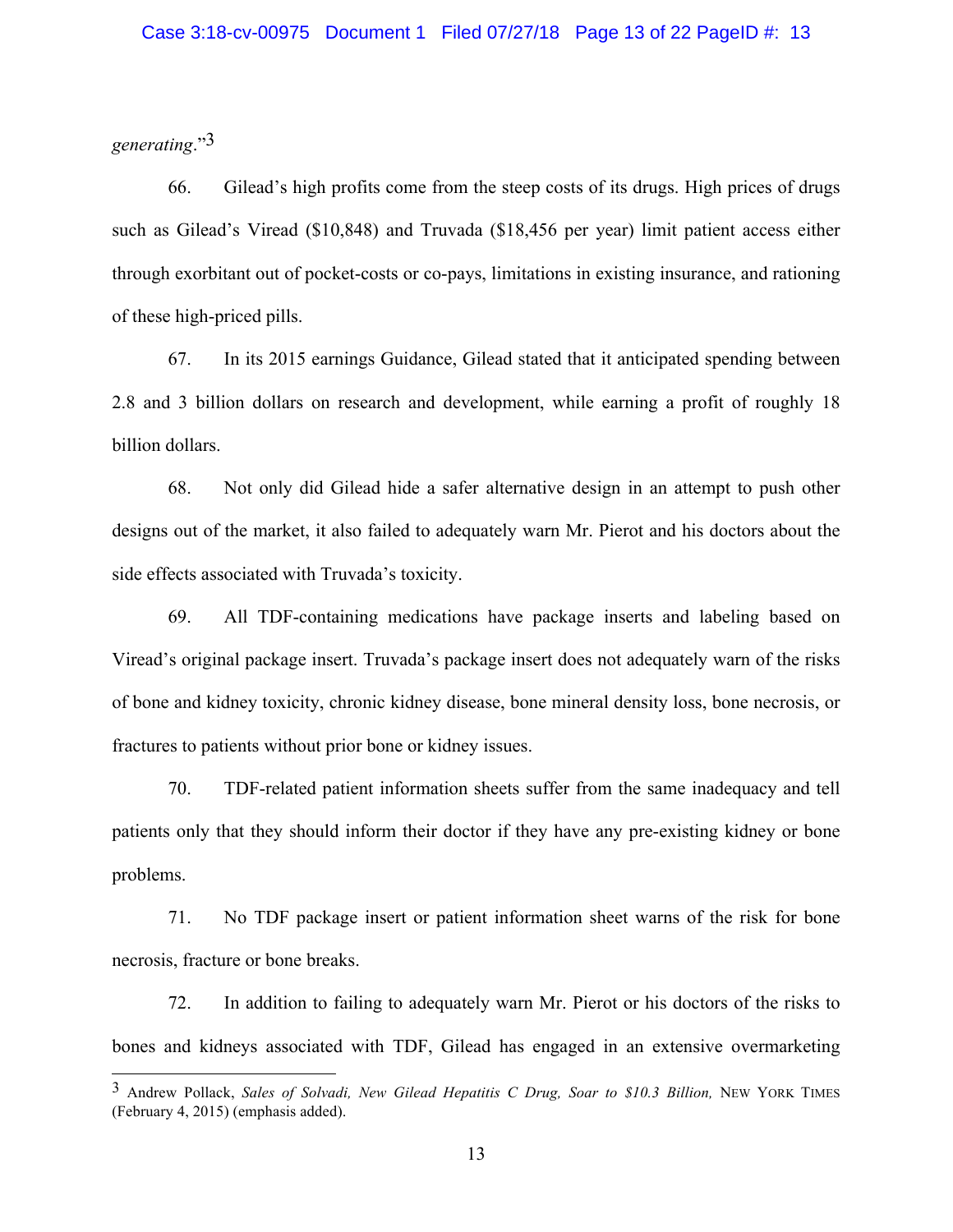*generating*."[3]

66. Gilead's high profits come from the steep costs of its drugs. High prices of drugs such as Gilead's Viread ($10,848) and Truvada ($18,456 per year) limit patient access either through exorbitant out of pocket-costs or co-pays, limitations in existing insurance, and rationing of these high-priced pills.

67. In its 2015 earnings Guidance, Gilead stated that it anticipated spending between 2.8 and 3 billion dollars on research and development, while earning a profit of roughly 18 billion dollars.

68. Not only did Gilead hide a safer alternative design in an attempt to push other designs out of the market, it also failed to adequately warn Mr. Pierot and his doctors about the side effects associated with Truvada's toxicity.

69. All TDF-containing medications have package inserts and labeling based on Viread's original package insert. Truvada's package insert does not adequately warn of the risks of bone and kidney toxicity, chronic kidney disease, bone mineral density loss, bone necrosis, or fractures to patients without prior bone or kidney issues.

70. TDF-related patient information sheets suffer from the same inadequacy and tell patients only that they should inform their doctor if they have any pre-existing kidney or bone problems.

71. No TDF package insert or patient information sheet warns of the risk for bone necrosis, fracture or bone breaks.

72. In addition to failing to adequately warn Mr. Pierot or his doctors of the risks to bones and kidneys associated with TDF, Gilead has engaged in an extensive overmarketing

---

[3] Andrew Pollack, *Sales of Solvadi, New Gilead Hepatitis C Drug, Soar to $10.3 Billion,* NEW YORK TIMES (February 4, 2015) (emphasis added).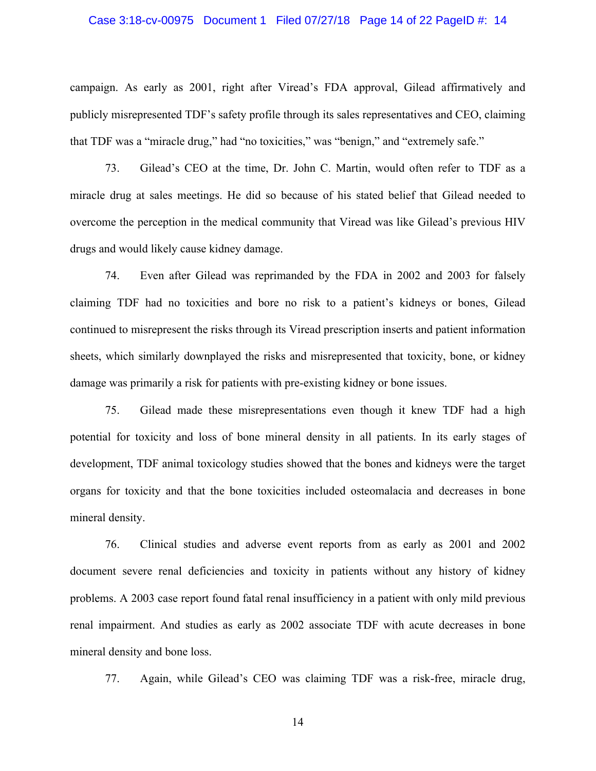campaign. As early as 2001, right after Viread's FDA approval, Gilead affirmatively and publicly misrepresented TDF's safety profile through its sales representatives and CEO, claiming that TDF was a "miracle drug," had "no toxicities," was "benign," and "extremely safe."

73. Gilead's CEO at the time, Dr. John C. Martin, would often refer to TDF as a miracle drug at sales meetings. He did so because of his stated belief that Gilead needed to overcome the perception in the medical community that Viread was like Gilead's previous HIV drugs and would likely cause kidney damage.

74. Even after Gilead was reprimanded by the FDA in 2002 and 2003 for falsely claiming TDF had no toxicities and bore no risk to a patient's kidneys or bones, Gilead continued to misrepresent the risks through its Viread prescription inserts and patient information sheets, which similarly downplayed the risks and misrepresented that toxicity, bone, or kidney damage was primarily a risk for patients with pre-existing kidney or bone issues.

75. Gilead made these misrepresentations even though it knew TDF had a high potential for toxicity and loss of bone mineral density in all patients. In its early stages of development, TDF animal toxicology studies showed that the bones and kidneys were the target organs for toxicity and that the bone toxicities included osteomalacia and decreases in bone mineral density.

76. Clinical studies and adverse event reports from as early as 2001 and 2002 document severe renal deficiencies and toxicity in patients without any history of kidney problems. A 2003 case report found fatal renal insufficiency in a patient with only mild previous renal impairment. And studies as early as 2002 associate TDF with acute decreases in bone mineral density and bone loss.

77. Again, while Gilead's CEO was claiming TDF was a risk-free, miracle drug,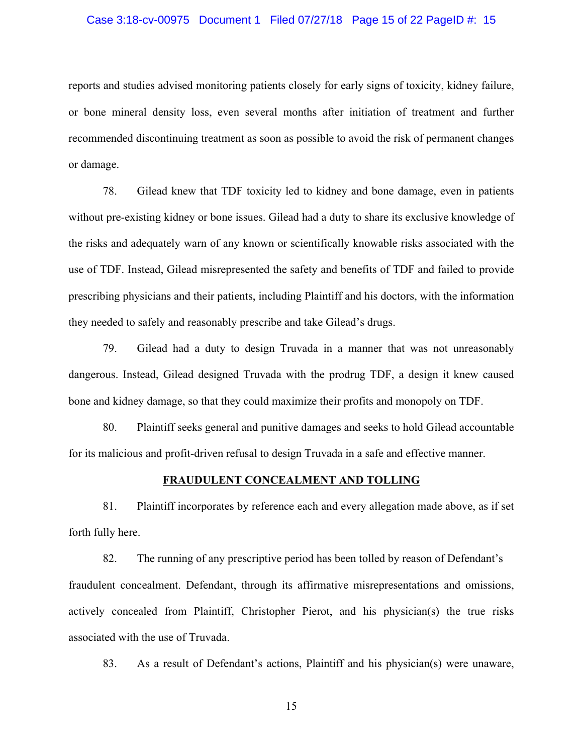reports and studies advised monitoring patients closely for early signs of toxicity, kidney failure, or bone mineral density loss, even several months after initiation of treatment and further recommended discontinuing treatment as soon as possible to avoid the risk of permanent changes or damage.

78. Gilead knew that TDF toxicity led to kidney and bone damage, even in patients without pre-existing kidney or bone issues. Gilead had a duty to share its exclusive knowledge of the risks and adequately warn of any known or scientifically knowable risks associated with the use of TDF. Instead, Gilead misrepresented the safety and benefits of TDF and failed to provide prescribing physicians and their patients, including Plaintiff and his doctors, with the information they needed to safely and reasonably prescribe and take Gilead's drugs.

79. Gilead had a duty to design Truvada in a manner that was not unreasonably dangerous. Instead, Gilead designed Truvada with the prodrug TDF, a design it knew caused bone and kidney damage, so that they could maximize their profits and monopoly on TDF.

80. Plaintiff seeks general and punitive damages and seeks to hold Gilead accountable for its malicious and profit-driven refusal to design Truvada in a safe and effective manner.

## FRAUDULENT CONCEALMENT AND TOLLING

81. Plaintiff incorporates by reference each and every allegation made above, as if set forth fully here.

82. The running of any prescriptive period has been tolled by reason of Defendant's fraudulent concealment. Defendant, through its affirmative misrepresentations and omissions, actively concealed from Plaintiff, Christopher Pierot, and his physician(s) the true risks associated with the use of Truvada.

83. As a result of Defendant's actions, Plaintiff and his physician(s) were unaware,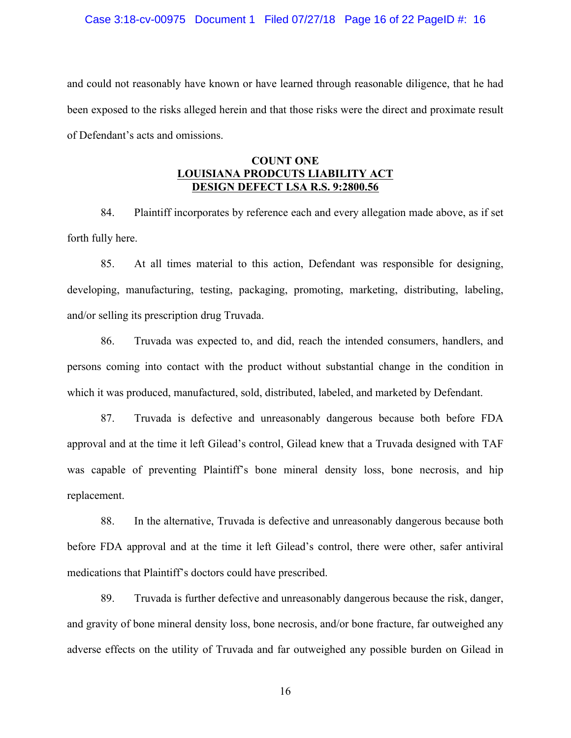and could not reasonably have known or have learned through reasonable diligence, that he had been exposed to the risks alleged herein and that those risks were the direct and proximate result of Defendant's acts and omissions.

**COUNT ONE**
**LOUISIANA PRODCUTS LIABILITY ACT**
**DESIGN DEFECT LSA R.S. 9:2800.56**

84. Plaintiff incorporates by reference each and every allegation made above, as if set forth fully here.

85. At all times material to this action, Defendant was responsible for designing, developing, manufacturing, testing, packaging, promoting, marketing, distributing, labeling, and/or selling its prescription drug Truvada.

86. Truvada was expected to, and did, reach the intended consumers, handlers, and persons coming into contact with the product without substantial change in the condition in which it was produced, manufactured, sold, distributed, labeled, and marketed by Defendant.

87. Truvada is defective and unreasonably dangerous because both before FDA approval and at the time it left Gilead's control, Gilead knew that a Truvada designed with TAF was capable of preventing Plaintiff's bone mineral density loss, bone necrosis, and hip replacement.

88. In the alternative, Truvada is defective and unreasonably dangerous because both before FDA approval and at the time it left Gilead's control, there were other, safer antiviral medications that Plaintiff's doctors could have prescribed.

89. Truvada is further defective and unreasonably dangerous because the risk, danger, and gravity of bone mineral density loss, bone necrosis, and/or bone fracture, far outweighed any adverse effects on the utility of Truvada and far outweighed any possible burden on Gilead in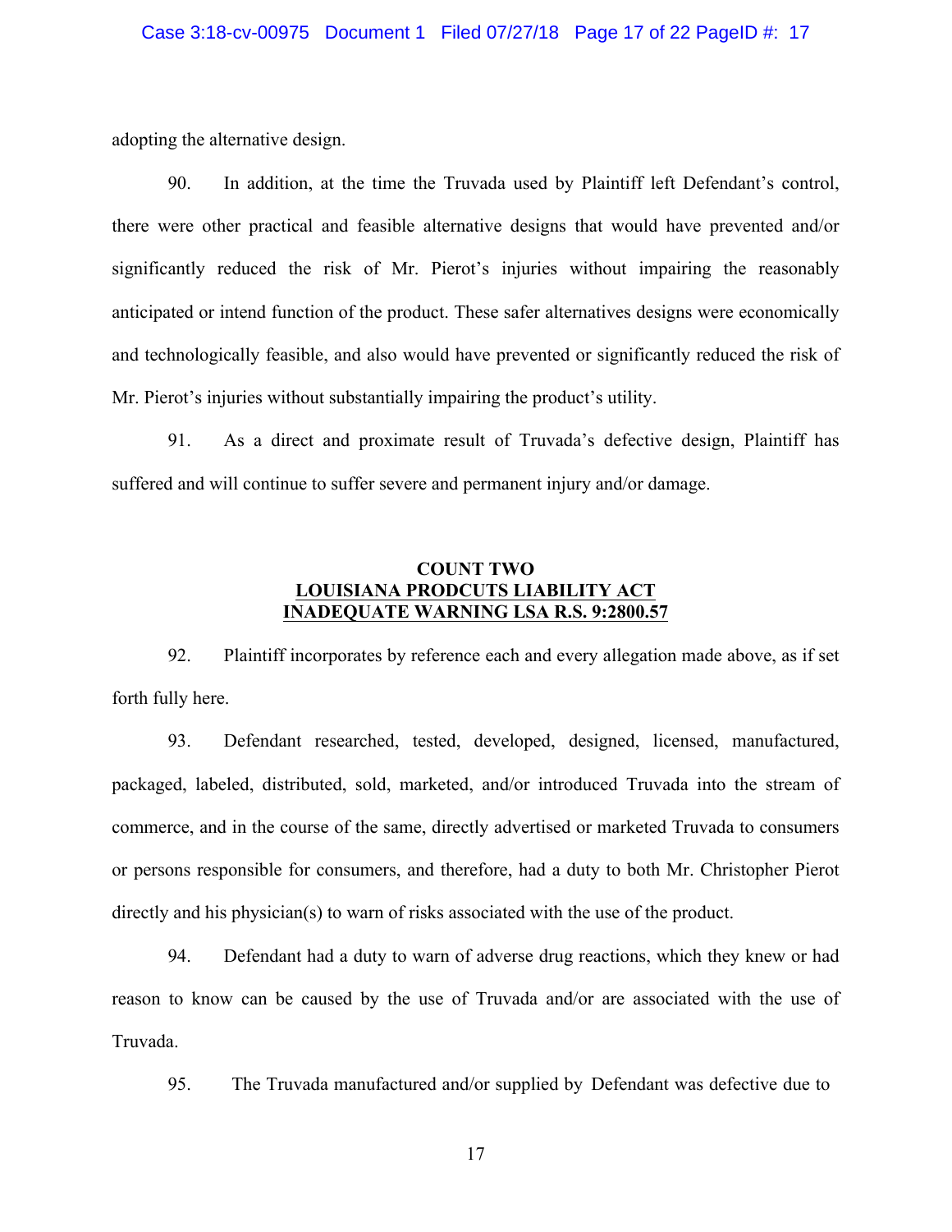adopting the alternative design.

90. In addition, at the time the Truvada used by Plaintiff left Defendant's control, there were other practical and feasible alternative designs that would have prevented and/or significantly reduced the risk of Mr. Pierot's injuries without impairing the reasonably anticipated or intend function of the product. These safer alternatives designs were economically and technologically feasible, and also would have prevented or significantly reduced the risk of Mr. Pierot's injuries without substantially impairing the product's utility.

91. As a direct and proximate result of Truvada's defective design, Plaintiff has suffered and will continue to suffer severe and permanent injury and/or damage.

**COUNT TWO**
**LOUISIANA PRODCUTS LIABILITY ACT**
**INADEQUATE WARNING LSA R.S. 9:2800.57**

92. Plaintiff incorporates by reference each and every allegation made above, as if set forth fully here.

93. Defendant researched, tested, developed, designed, licensed, manufactured, packaged, labeled, distributed, sold, marketed, and/or introduced Truvada into the stream of commerce, and in the course of the same, directly advertised or marketed Truvada to consumers or persons responsible for consumers, and therefore, had a duty to both Mr. Christopher Pierot directly and his physician(s) to warn of risks associated with the use of the product.

94. Defendant had a duty to warn of adverse drug reactions, which they knew or had reason to know can be caused by the use of Truvada and/or are associated with the use of Truvada.

95. The Truvada manufactured and/or supplied by Defendant was defective due to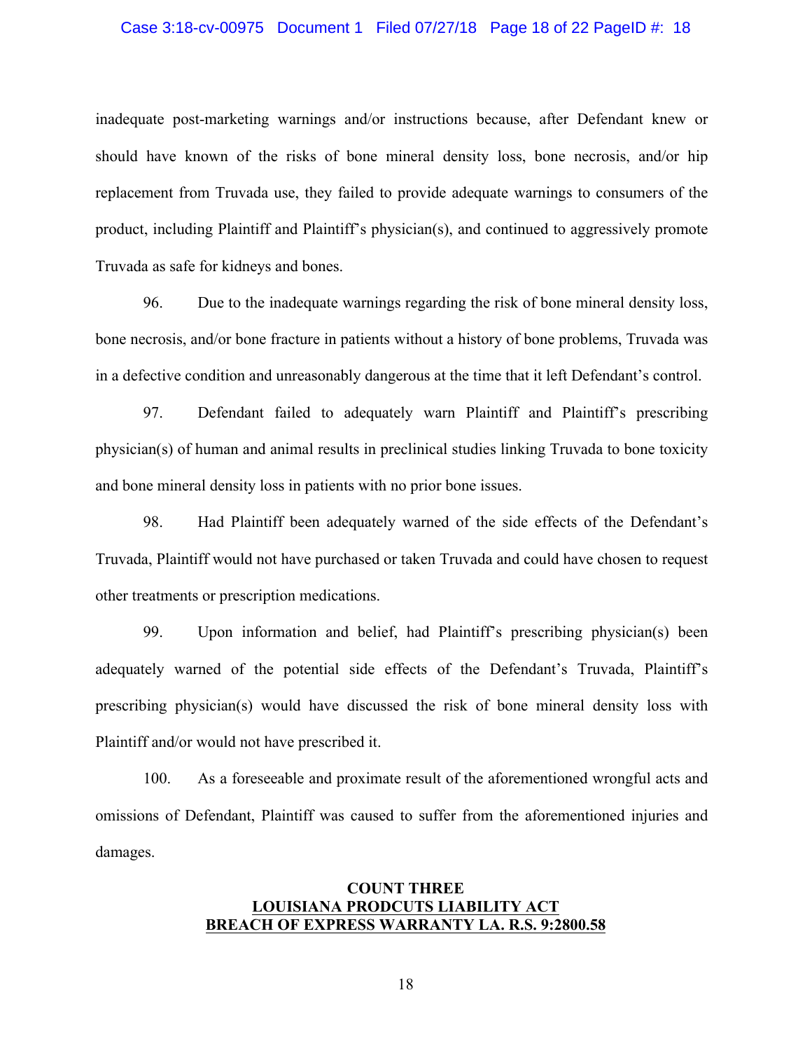inadequate post-marketing warnings and/or instructions because, after Defendant knew or should have known of the risks of bone mineral density loss, bone necrosis, and/or hip replacement from Truvada use, they failed to provide adequate warnings to consumers of the product, including Plaintiff and Plaintiff's physician(s), and continued to aggressively promote Truvada as safe for kidneys and bones.

96. Due to the inadequate warnings regarding the risk of bone mineral density loss, bone necrosis, and/or bone fracture in patients without a history of bone problems, Truvada was in a defective condition and unreasonably dangerous at the time that it left Defendant's control.

97. Defendant failed to adequately warn Plaintiff and Plaintiff's prescribing physician(s) of human and animal results in preclinical studies linking Truvada to bone toxicity and bone mineral density loss in patients with no prior bone issues.

98. Had Plaintiff been adequately warned of the side effects of the Defendant's Truvada, Plaintiff would not have purchased or taken Truvada and could have chosen to request other treatments or prescription medications.

99. Upon information and belief, had Plaintiff's prescribing physician(s) been adequately warned of the potential side effects of the Defendant's Truvada, Plaintiff's prescribing physician(s) would have discussed the risk of bone mineral density loss with Plaintiff and/or would not have prescribed it.

100. As a foreseeable and proximate result of the aforementioned wrongful acts and omissions of Defendant, Plaintiff was caused to suffer from the aforementioned injuries and damages.

## COUNT THREE
## LOUISIANA PRODCUTS LIABILITY ACT
## BREACH OF EXPRESS WARRANTY LA. R.S. 9:2800.58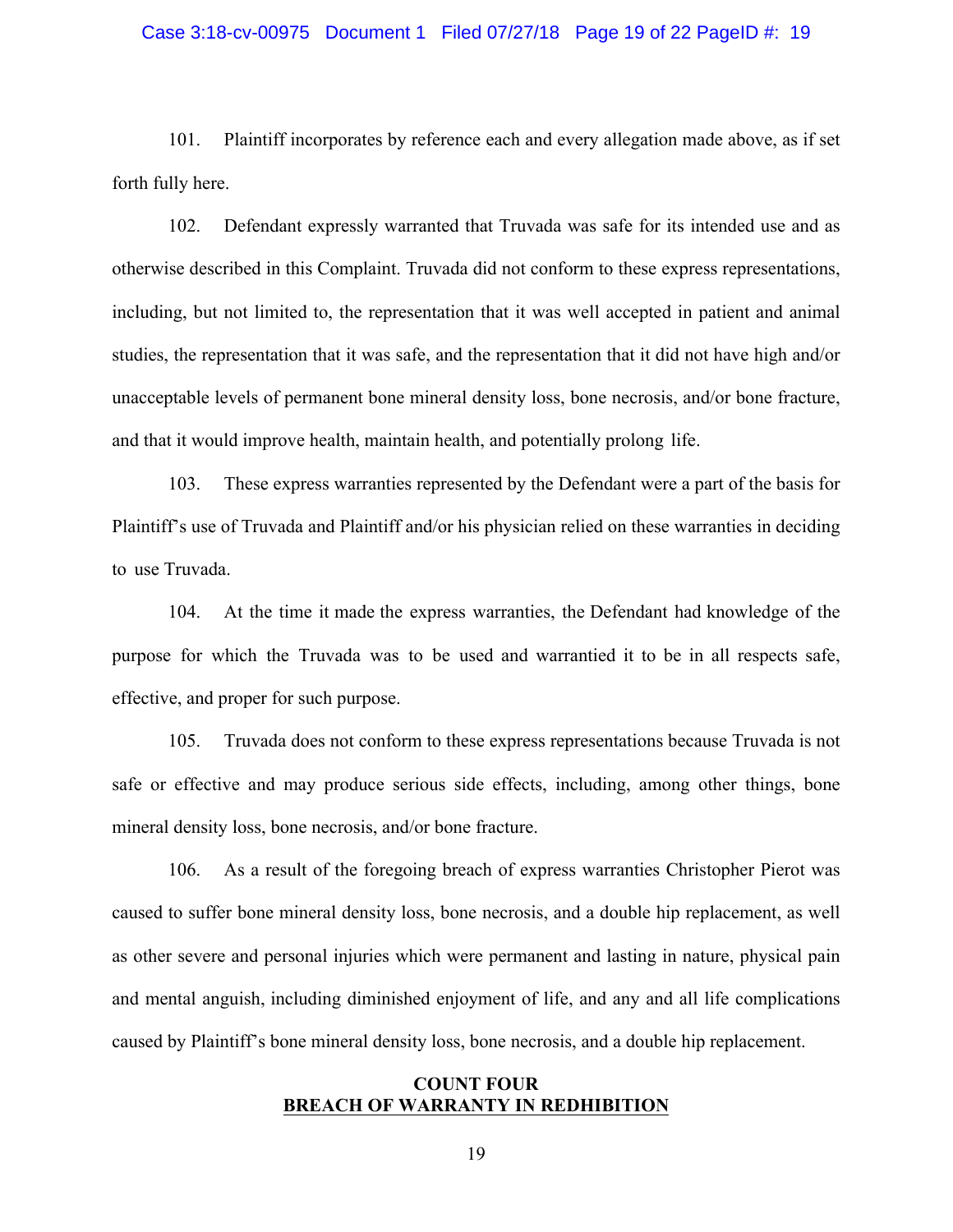101. Plaintiff incorporates by reference each and every allegation made above, as if set forth fully here.

102. Defendant expressly warranted that Truvada was safe for its intended use and as otherwise described in this Complaint. Truvada did not conform to these express representations, including, but not limited to, the representation that it was well accepted in patient and animal studies, the representation that it was safe, and the representation that it did not have high and/or unacceptable levels of permanent bone mineral density loss, bone necrosis, and/or bone fracture, and that it would improve health, maintain health, and potentially prolong life.

103. These express warranties represented by the Defendant were a part of the basis for Plaintiff's use of Truvada and Plaintiff and/or his physician relied on these warranties in deciding to use Truvada.

104. At the time it made the express warranties, the Defendant had knowledge of the purpose for which the Truvada was to be used and warrantied it to be in all respects safe, effective, and proper for such purpose.

105. Truvada does not conform to these express representations because Truvada is not safe or effective and may produce serious side effects, including, among other things, bone mineral density loss, bone necrosis, and/or bone fracture.

106. As a result of the foregoing breach of express warranties Christopher Pierot was caused to suffer bone mineral density loss, bone necrosis, and a double hip replacement, as well as other severe and personal injuries which were permanent and lasting in nature, physical pain and mental anguish, including diminished enjoyment of life, and any and all life complications caused by Plaintiff's bone mineral density loss, bone necrosis, and a double hip replacement.

## COUNT FOUR
## BREACH OF WARRANTY IN REDHIBITION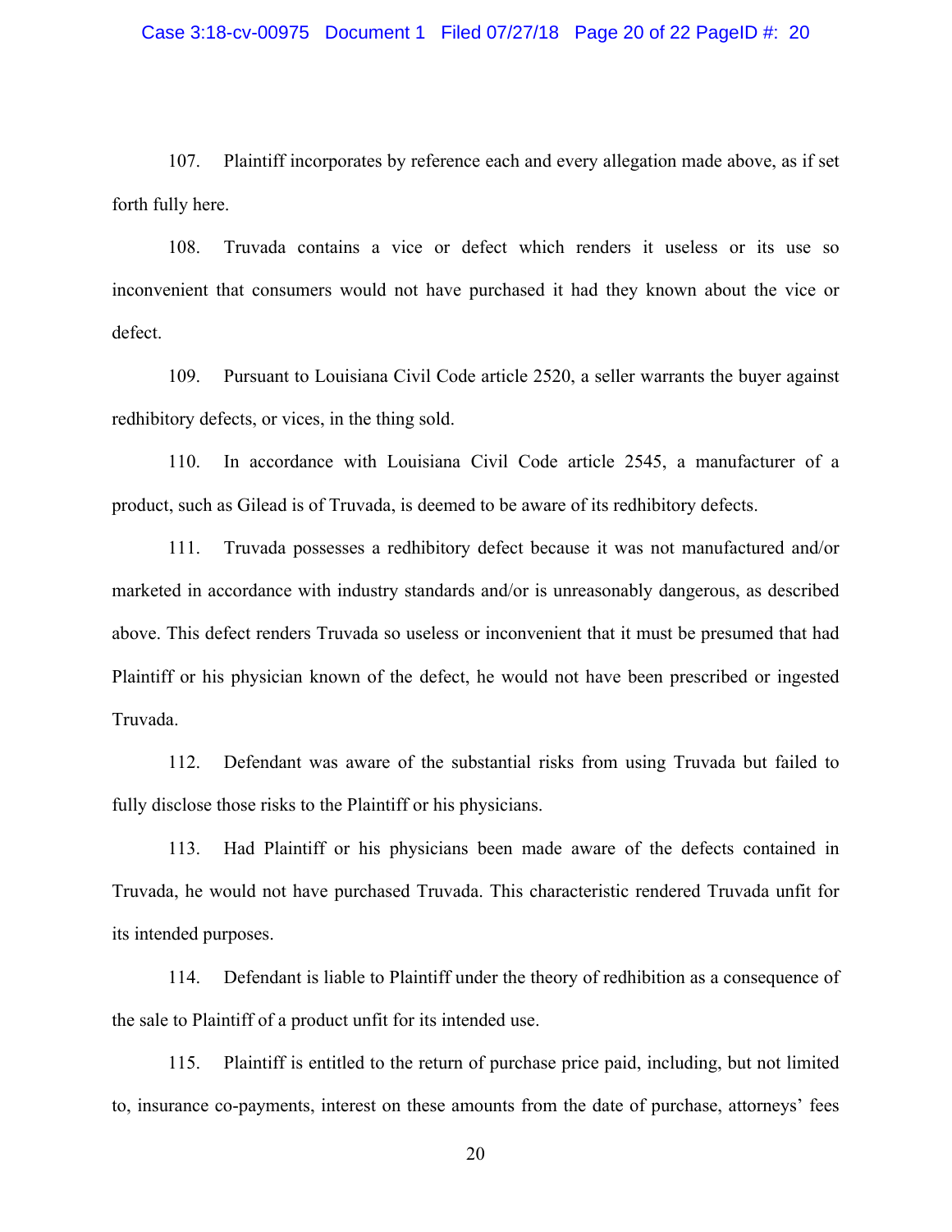107. Plaintiff incorporates by reference each and every allegation made above, as if set forth fully here.

108. Truvada contains a vice or defect which renders it useless or its use so inconvenient that consumers would not have purchased it had they known about the vice or defect.

109. Pursuant to Louisiana Civil Code article 2520, a seller warrants the buyer against redhibitory defects, or vices, in the thing sold.

110. In accordance with Louisiana Civil Code article 2545, a manufacturer of a product, such as Gilead is of Truvada, is deemed to be aware of its redhibitory defects.

111. Truvada possesses a redhibitory defect because it was not manufactured and/or marketed in accordance with industry standards and/or is unreasonably dangerous, as described above. This defect renders Truvada so useless or inconvenient that it must be presumed that had Plaintiff or his physician known of the defect, he would not have been prescribed or ingested Truvada.

112. Defendant was aware of the substantial risks from using Truvada but failed to fully disclose those risks to the Plaintiff or his physicians.

113. Had Plaintiff or his physicians been made aware of the defects contained in Truvada, he would not have purchased Truvada. This characteristic rendered Truvada unfit for its intended purposes.

114. Defendant is liable to Plaintiff under the theory of redhibition as a consequence of the sale to Plaintiff of a product unfit for its intended use.

115. Plaintiff is entitled to the return of purchase price paid, including, but not limited to, insurance co-payments, interest on these amounts from the date of purchase, attorneys' fees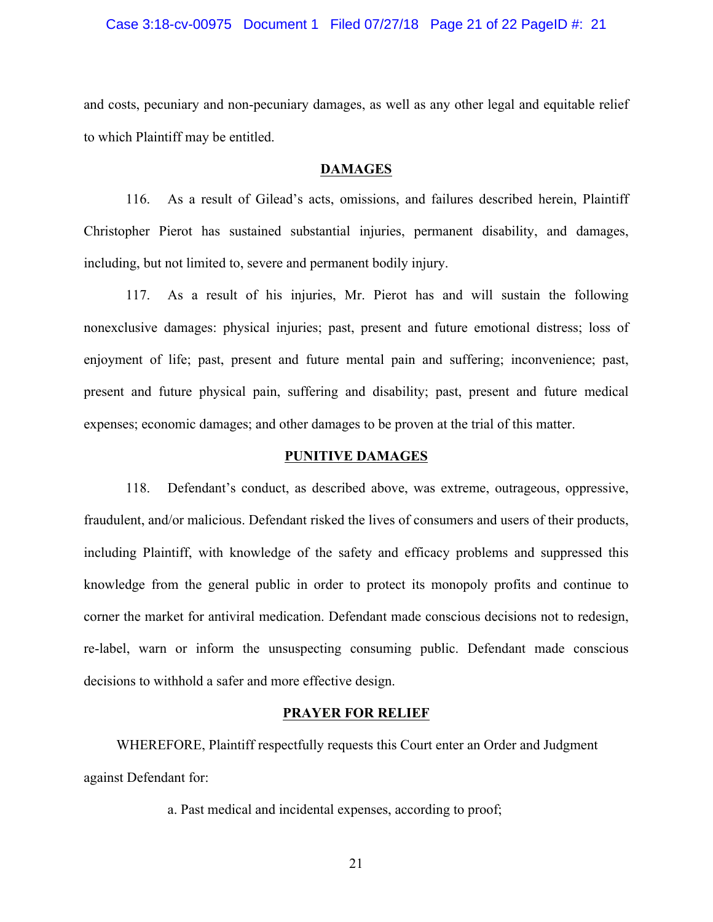and costs, pecuniary and non-pecuniary damages, as well as any other legal and equitable relief to which Plaintiff may be entitled.

## DAMAGES

116. As a result of Gilead's acts, omissions, and failures described herein, Plaintiff Christopher Pierot has sustained substantial injuries, permanent disability, and damages, including, but not limited to, severe and permanent bodily injury.

117. As a result of his injuries, Mr. Pierot has and will sustain the following nonexclusive damages: physical injuries; past, present and future emotional distress; loss of enjoyment of life; past, present and future mental pain and suffering; inconvenience; past, present and future physical pain, suffering and disability; past, present and future medical expenses; economic damages; and other damages to be proven at the trial of this matter.

## PUNITIVE DAMAGES

118. Defendant's conduct, as described above, was extreme, outrageous, oppressive, fraudulent, and/or malicious. Defendant risked the lives of consumers and users of their products, including Plaintiff, with knowledge of the safety and efficacy problems and suppressed this knowledge from the general public in order to protect its monopoly profits and continue to corner the market for antiviral medication. Defendant made conscious decisions not to redesign, re-label, warn or inform the unsuspecting consuming public. Defendant made conscious decisions to withhold a safer and more effective design.

## PRAYER FOR RELIEF

WHEREFORE, Plaintiff respectfully requests this Court enter an Order and Judgment against Defendant for:

a. Past medical and incidental expenses, according to proof;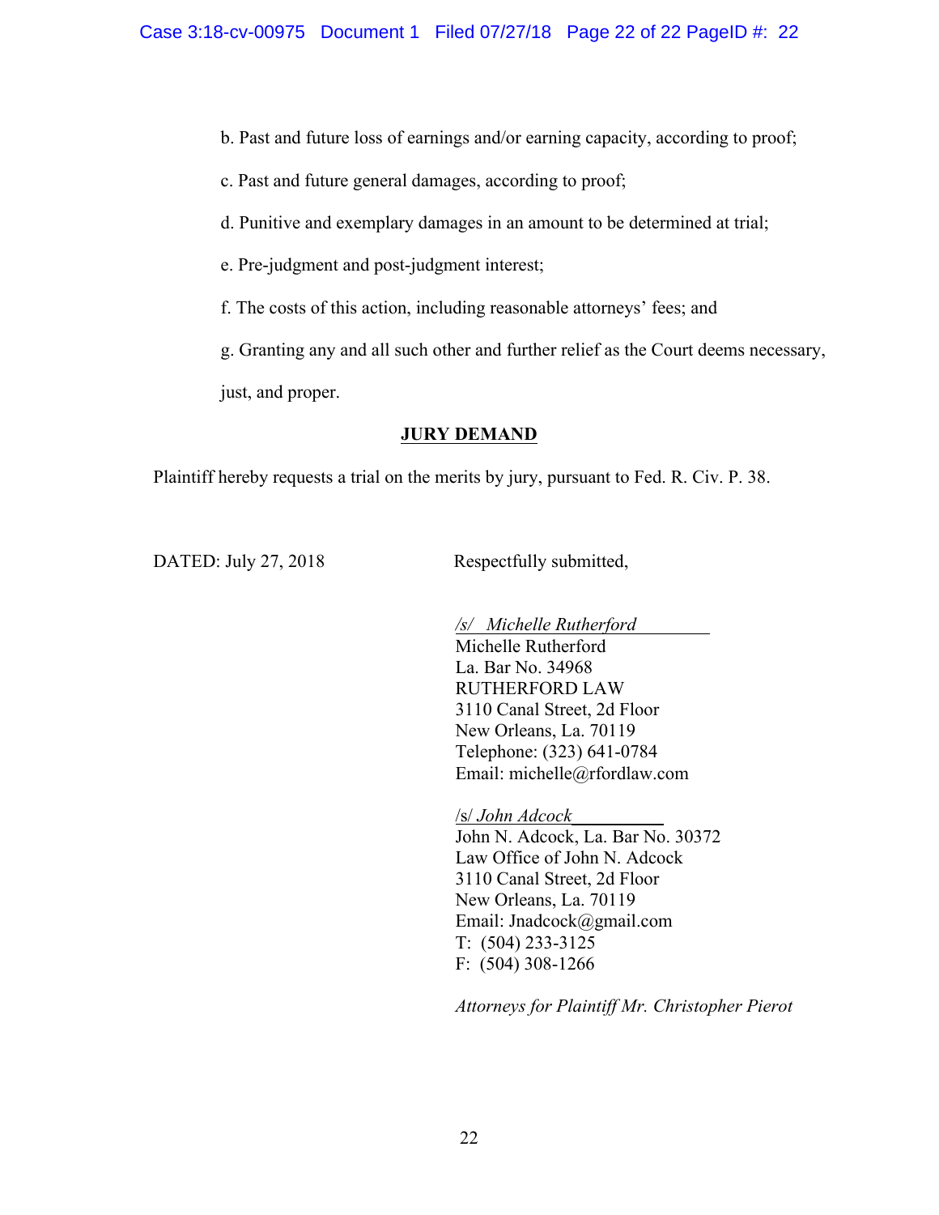b. Past and future loss of earnings and/or earning capacity, according to proof;

c. Past and future general damages, according to proof;

d. Punitive and exemplary damages in an amount to be determined at trial;

e. Pre-judgment and post-judgment interest;

f. The costs of this action, including reasonable attorneys' fees; and

g. Granting any and all such other and further relief as the Court deems necessary, just, and proper.

## JURY DEMAND

Plaintiff hereby requests a trial on the merits by jury, pursuant to Fed. R. Civ. P. 38.

DATED: July 27, 2018

Respectfully submitted,

*/s/ Michelle Rutherford*
Michelle Rutherford
La. Bar No. 34968
RUTHERFORD LAW
3110 Canal Street, 2d Floor
New Orleans, La. 70119
Telephone: (323) 641-0784
Email: michelle@rfordlaw.com

/s/ *John Adcock*
John N. Adcock, La. Bar No. 30372
Law Office of John N. Adcock
3110 Canal Street, 2d Floor
New Orleans, La. 70119
Email: Jnadcock@gmail.com
T: (504) 233-3125
F: (504) 308-1266

*Attorneys for Plaintiff Mr. Christopher Pierot*